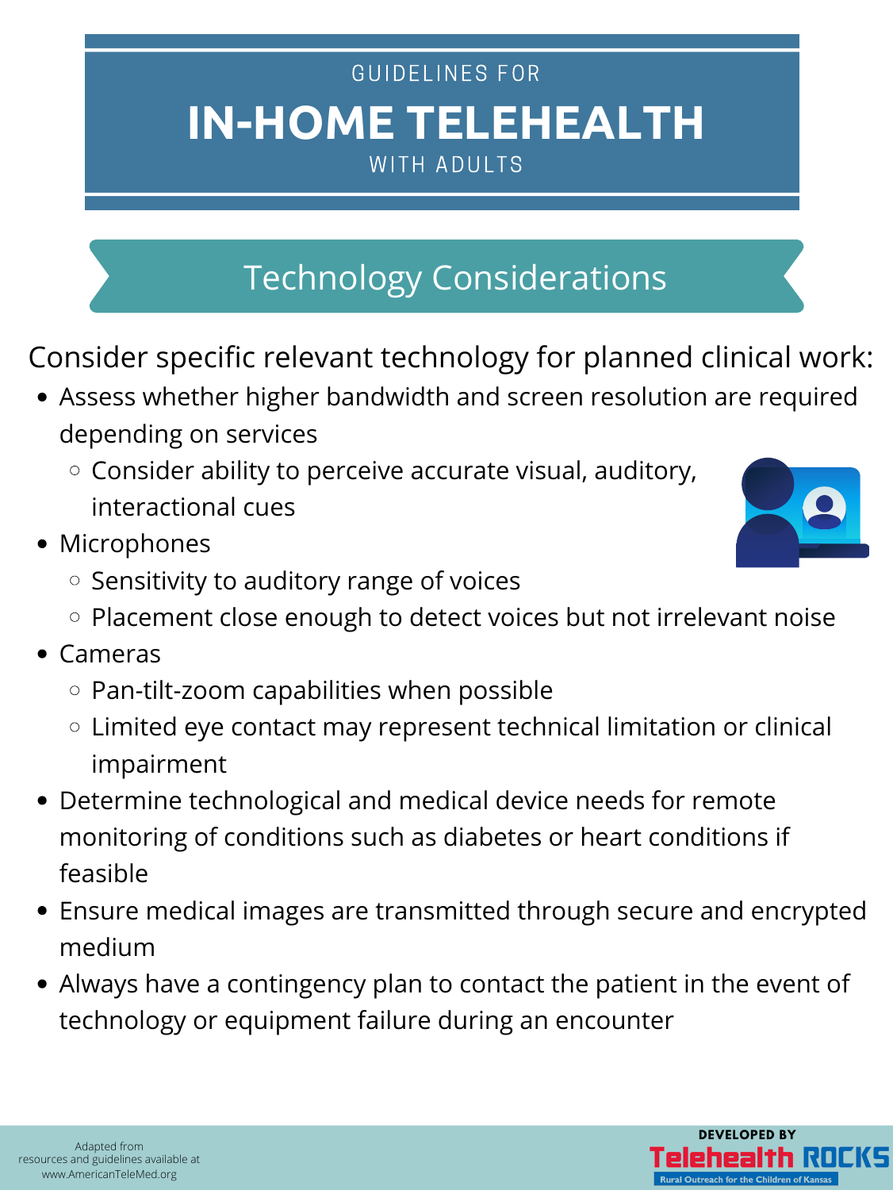GUIDELINES FOR

# IN-HOME TELEHEALTH

WITH ADULTS

## Technology Considerations

Consider specific relevant technology for planned clinical work:

- Assess whether higher bandwidth and screen resolution are required depending on services
  - Consider ability to perceive accurate visual, auditory, interactional cues
- Microphones
  - Sensitivity to auditory range of voices
  - Placement close enough to detect voices but not irrelevant noise
- Cameras
  - Pan-tilt-zoom capabilities when possible
  - Limited eye contact may represent technical limitation or clinical impairment
- Determine technological and medical device needs for remote monitoring of conditions such as diabetes or heart conditions if feasible
- Ensure medical images are transmitted through secure and encrypted medium
- Always have a contingency plan to contact the patient in the event of technology or equipment failure during an encounter

Adapted from resources and guidelines available at www.AmericanTeleMed.org

DEVELOPED BY Telehealth ROCKS Rural Outreach for the Children of Kansas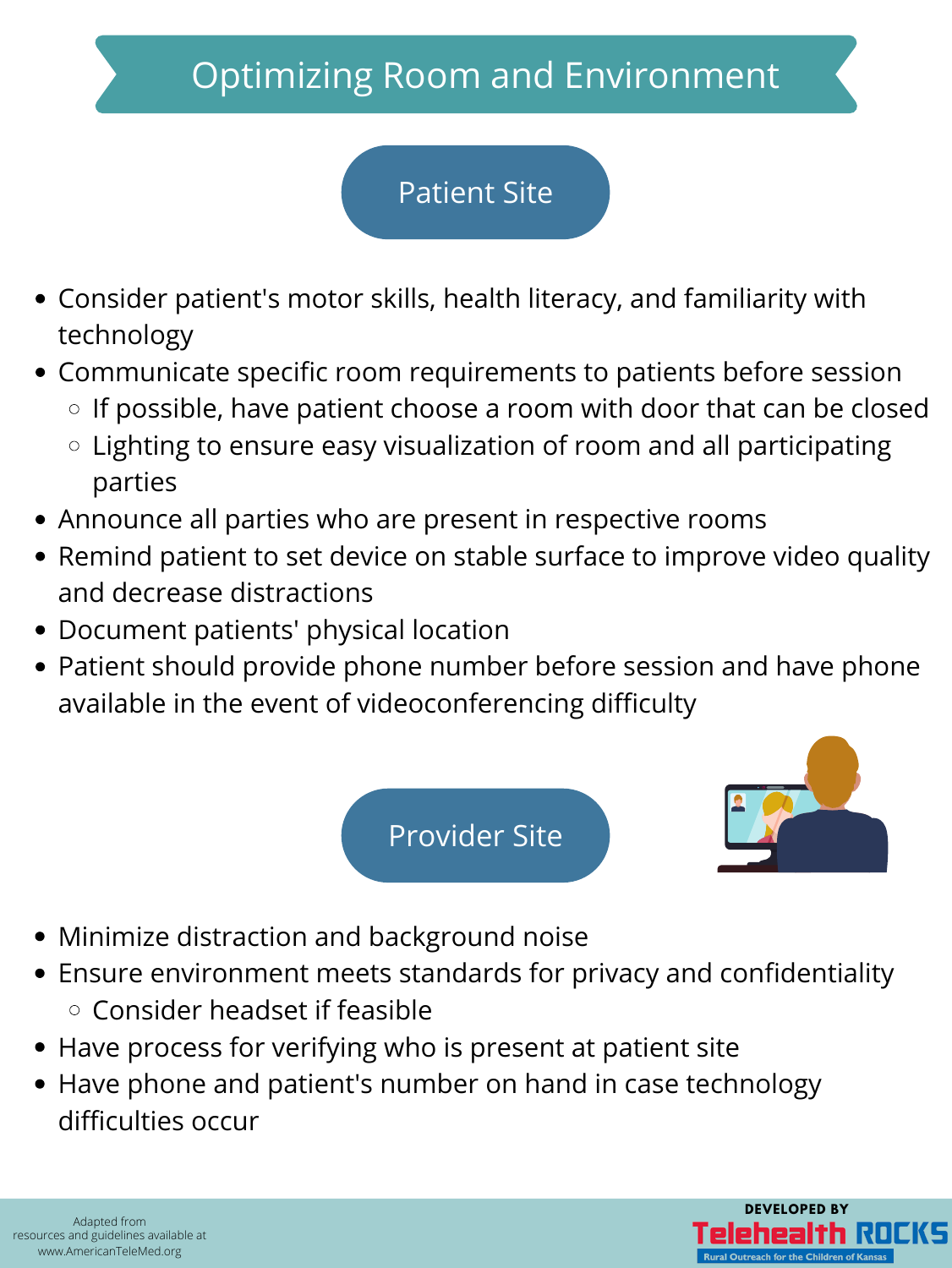# Optimizing Room and Environment

## Patient Site

- Consider patient's motor skills, health literacy, and familiarity with technology
- Communicate specific room requirements to patients before session
  - If possible, have patient choose a room with door that can be closed
  - Lighting to ensure easy visualization of room and all participating parties
- Announce all parties who are present in respective rooms
- Remind patient to set device on stable surface to improve video quality and decrease distractions
- Document patients' physical location
- Patient should provide phone number before session and have phone available in the event of videoconferencing difficulty

## Provider Site

- Minimize distraction and background noise
- Ensure environment meets standards for privacy and confidentiality
  - Consider headset if feasible
- Have process for verifying who is present at patient site
- Have phone and patient's number on hand in case technology difficulties occur

Adapted from resources and guidelines available at www.AmericanTeleMed.org

DEVELOPED BY Telehealth ROCKS Rural Outreach for the Children of Kansas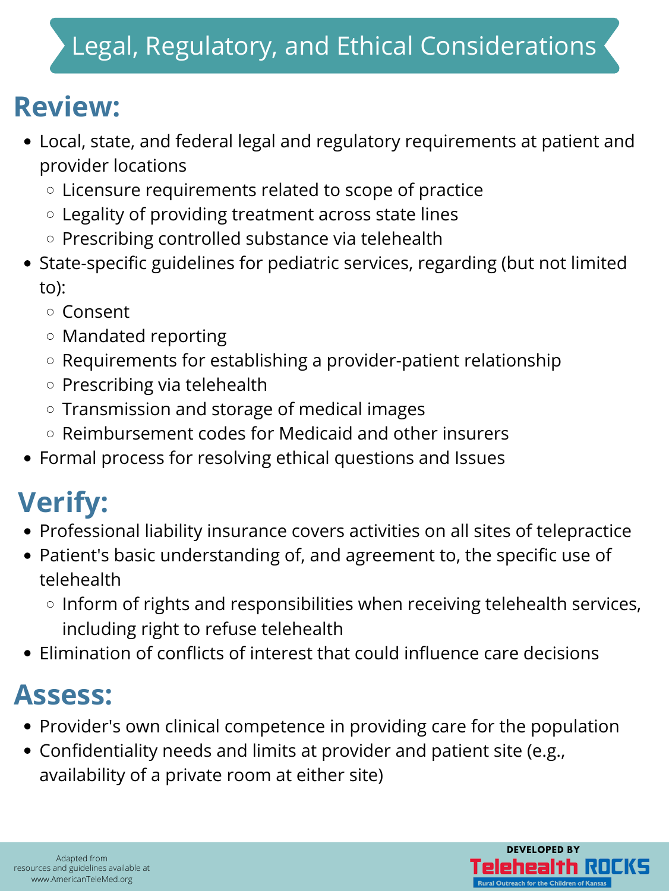# Legal, Regulatory, and Ethical Considerations

## Review:

- Local, state, and federal legal and regulatory requirements at patient and provider locations
  - Licensure requirements related to scope of practice
  - Legality of providing treatment across state lines
  - Prescribing controlled substance via telehealth
- State-specific guidelines for pediatric services, regarding (but not limited to):
  - Consent
  - Mandated reporting
  - Requirements for establishing a provider-patient relationship
  - Prescribing via telehealth
  - Transmission and storage of medical images
  - Reimbursement codes for Medicaid and other insurers
- Formal process for resolving ethical questions and Issues

## Verify:

- Professional liability insurance covers activities on all sites of telepractice
- Patient's basic understanding of, and agreement to, the specific use of telehealth
  - Inform of rights and responsibilities when receiving telehealth services, including right to refuse telehealth
- Elimination of conflicts of interest that could influence care decisions

## Assess:

- Provider's own clinical competence in providing care for the population
- Confidentiality needs and limits at provider and patient site (e.g., availability of a private room at either site)

Adapted from resources and guidelines available at www.AmericanTeleMed.org

DEVELOPED BY Telehealth ROCKS
Rural Outreach for the Children of Kansas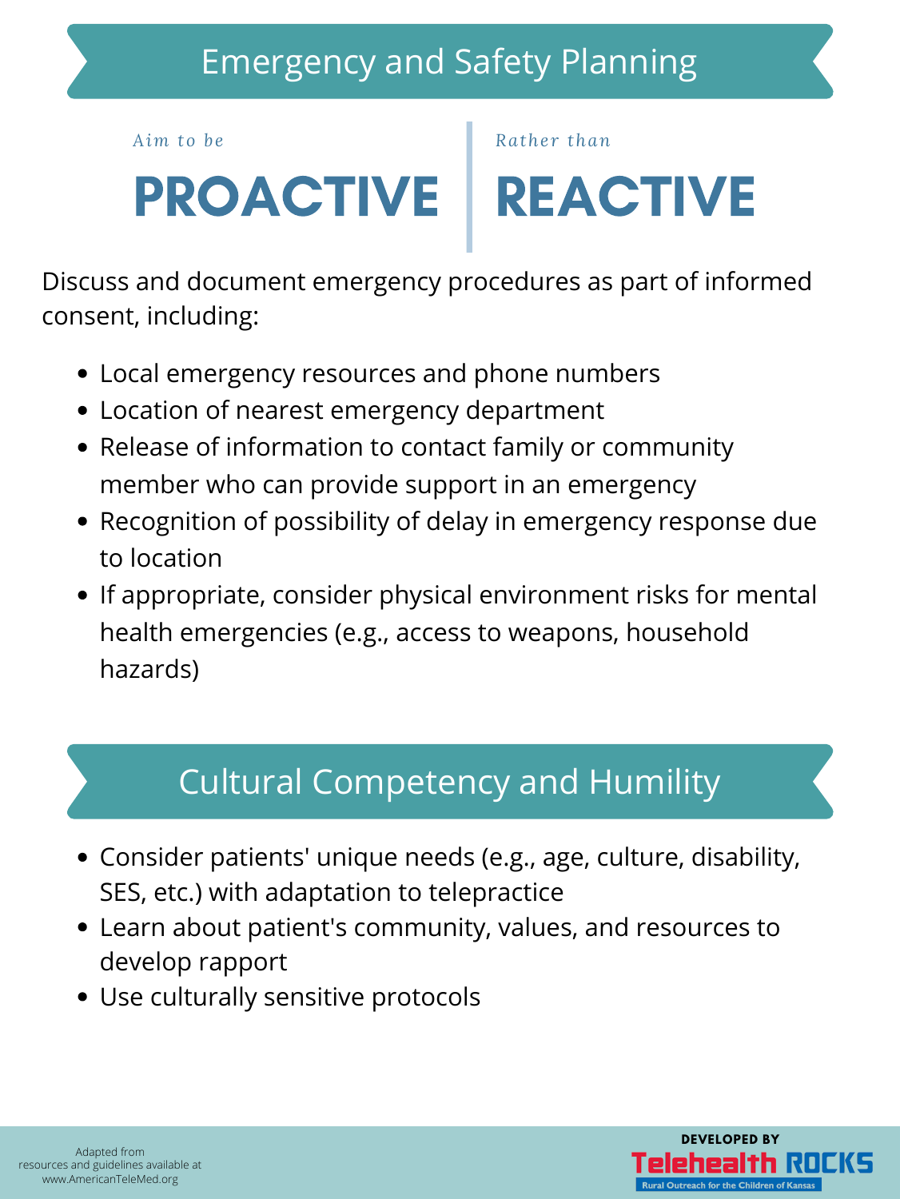## Emergency and Safety Planning

*Aim to be*

**PROACTIVE**

*Rather than*

**REACTIVE**

Discuss and document emergency procedures as part of informed consent, including:

- Local emergency resources and phone numbers
- Location of nearest emergency department
- Release of information to contact family or community member who can provide support in an emergency
- Recognition of possibility of delay in emergency response due to location
- If appropriate, consider physical environment risks for mental health emergencies (e.g., access to weapons, household hazards)

## Cultural Competency and Humility

- Consider patients' unique needs (e.g., age, culture, disability, SES, etc.) with adaptation to telepractice
- Learn about patient's community, values, and resources to develop rapport
- Use culturally sensitive protocols

Adapted from resources and guidelines available at www.AmericanTeleMed.org

DEVELOPED BY
Telehealth ROCKS
Rural Outreach for the Children of Kansas